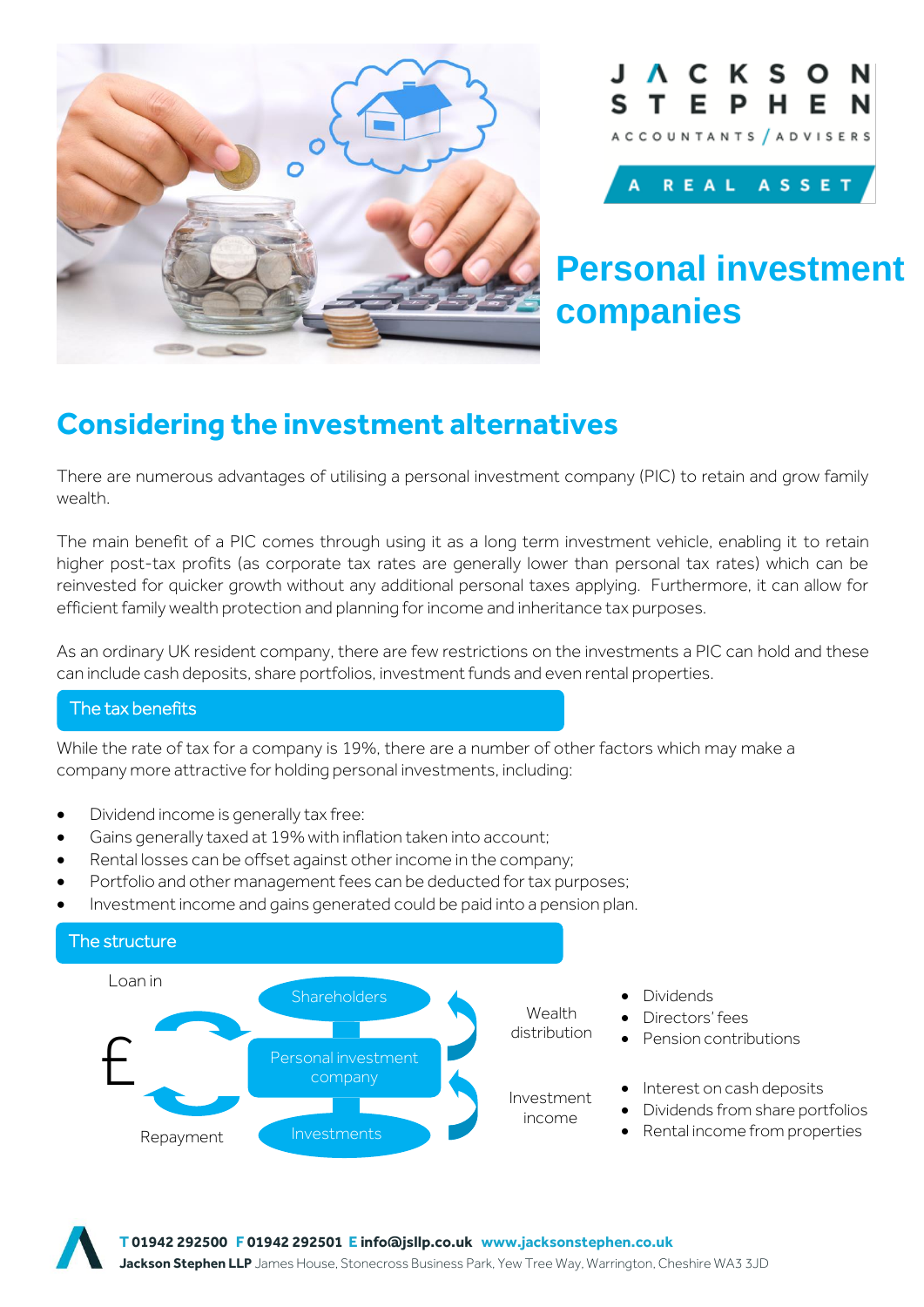JACKSON STEPHEN

ACCOUNTANTS / ADVISERS

A REAL ASSET

# Personal investment companies

## Considering the investment alternatives

There are numerous advantages of utilising a personal investment company (PIC) to retain and grow family wealth.

The main benefit of a PIC comes through using it as a long term investment vehicle, enabling it to retain higher post-tax profits (as corporate tax rates are generally lower than personal tax rates) which can be reinvested for quicker growth without any additional personal taxes applying. Furthermore, it can allow for efficient family wealth protection and planning for income and inheritance tax purposes.

As an ordinary UK resident company, there are few restrictions on the investments a PIC can hold and these can include cash deposits, share portfolios, investment funds and even rental properties.

### The tax benefits

While the rate of tax for a company is 19%, there are a number of other factors which may make a company more attractive for holding personal investments, including:

- Dividend income is generally tax free:
- Gains generally taxed at 19% with inflation taken into account;
- Rental losses can be offset against other income in the company;
- Portfolio and other management fees can be deducted for tax purposes;
- Investment income and gains generated could be paid into a pension plan.

### The structure

Loan in

£

Repayment

Shareholders

Personal investment company

Investments

Wealth distribution

- Dividends
- Directors' fees
- Pension contributions

Investment income

- Interest on cash deposits
- Dividends from share portfolios
- Rental income from properties

**T** 01942 292500 **F** 01942 292501 **E** info@jsllp.co.uk **www.jacksonstephen.co.uk**
**Jackson Stephen LLP** James House, Stonecross Business Park, Yew Tree Way, Warrington, Cheshire WA3 3JD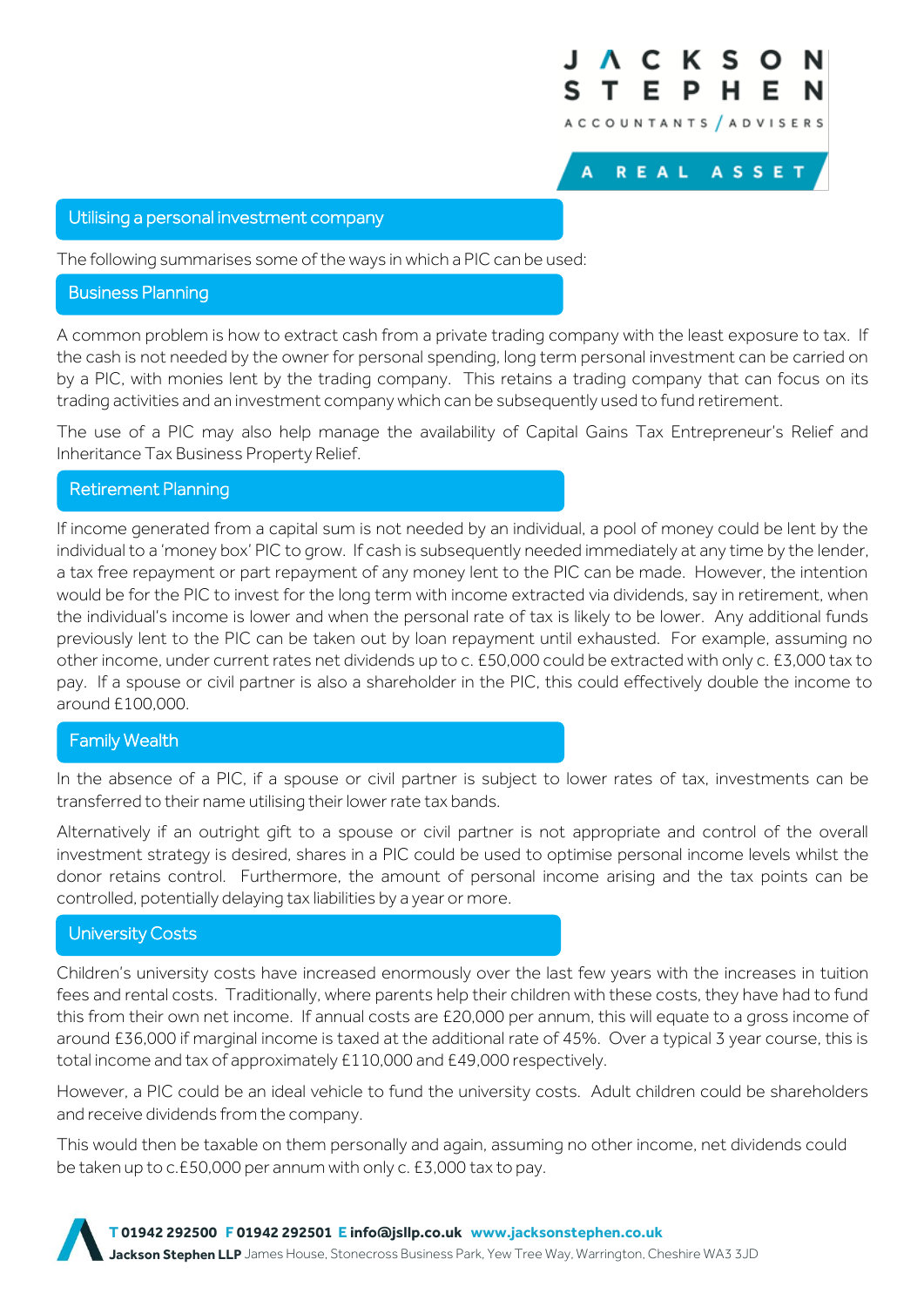## Utilising a personal investment company

The following summarises some of the ways in which a PIC can be used:

### Business Planning

A common problem is how to extract cash from a private trading company with the least exposure to tax. If the cash is not needed by the owner for personal spending, long term personal investment can be carried on by a PIC, with monies lent by the trading company. This retains a trading company that can focus on its trading activities and an investment company which can be subsequently used to fund retirement.

The use of a PIC may also help manage the availability of Capital Gains Tax Entrepreneur's Relief and Inheritance Tax Business Property Relief.

### Retirement Planning

If income generated from a capital sum is not needed by an individual, a pool of money could be lent by the individual to a 'money box' PIC to grow. If cash is subsequently needed immediately at any time by the lender, a tax free repayment or part repayment of any money lent to the PIC can be made. However, the intention would be for the PIC to invest for the long term with income extracted via dividends, say in retirement, when the individual's income is lower and when the personal rate of tax is likely to be lower. Any additional funds previously lent to the PIC can be taken out by loan repayment until exhausted. For example, assuming no other income, under current rates net dividends up to c. £50,000 could be extracted with only c. £3,000 tax to pay. If a spouse or civil partner is also a shareholder in the PIC, this could effectively double the income to around £100,000.

### Family Wealth

In the absence of a PIC, if a spouse or civil partner is subject to lower rates of tax, investments can be transferred to their name utilising their lower rate tax bands.

Alternatively if an outright gift to a spouse or civil partner is not appropriate and control of the overall investment strategy is desired, shares in a PIC could be used to optimise personal income levels whilst the donor retains control. Furthermore, the amount of personal income arising and the tax points can be controlled, potentially delaying tax liabilities by a year or more.

### University Costs

Children's university costs have increased enormously over the last few years with the increases in tuition fees and rental costs. Traditionally, where parents help their children with these costs, they have had to fund this from their own net income. If annual costs are £20,000 per annum, this will equate to a gross income of around £36,000 if marginal income is taxed at the additional rate of 45%. Over a typical 3 year course, this is total income and tax of approximately £110,000 and £49,000 respectively.

However, a PIC could be an ideal vehicle to fund the university costs. Adult children could be shareholders and receive dividends from the company.

This would then be taxable on them personally and again, assuming no other income, net dividends could be taken up to c.£50,000 per annum with only c. £3,000 tax to pay.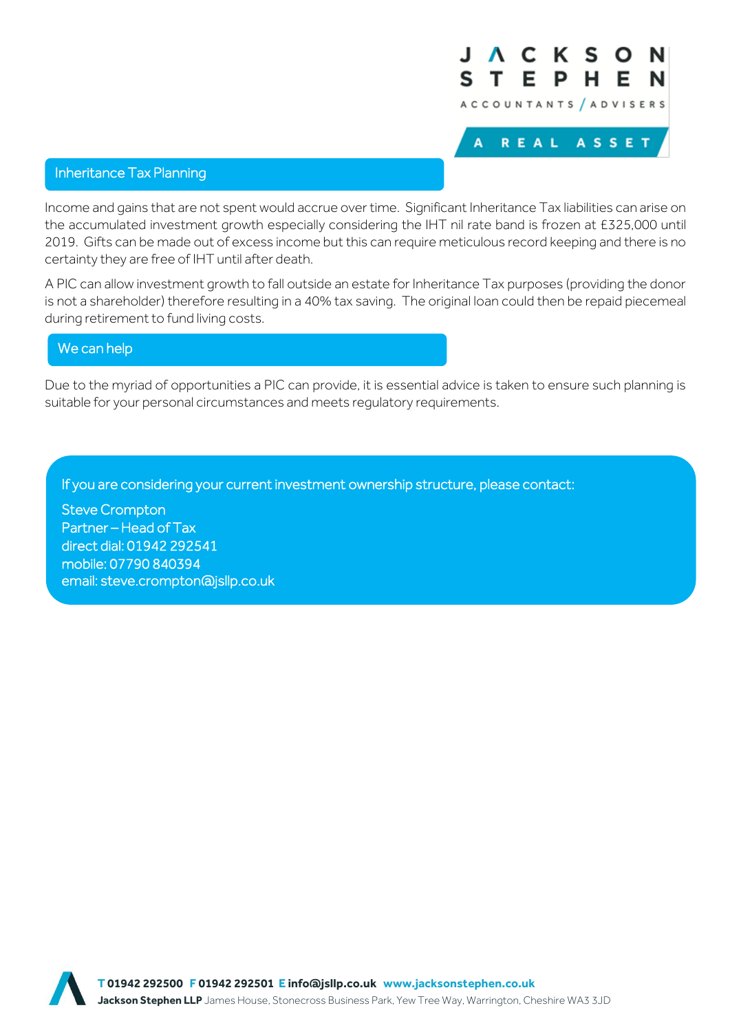## Inheritance Tax Planning

Income and gains that are not spent would accrue over time. Significant Inheritance Tax liabilities can arise on the accumulated investment growth especially considering the IHT nil rate band is frozen at £325,000 until 2019. Gifts can be made out of excess income but this can require meticulous record keeping and there is no certainty they are free of IHT until after death.

A PIC can allow investment growth to fall outside an estate for Inheritance Tax purposes (providing the donor is not a shareholder) therefore resulting in a 40% tax saving. The original loan could then be repaid piecemeal during retirement to fund living costs.

## We can help

Due to the myriad of opportunities a PIC can provide, it is essential advice is taken to ensure such planning is suitable for your personal circumstances and meets regulatory requirements.

If you are considering your current investment ownership structure, please contact:

Steve Crompton
Partner – Head of Tax
direct dial: 01942 292541
mobile: 07790 840394
email: steve.crompton@jsllp.co.uk

**T** 01942 292500 **F** 01942 292501 **E** info@jsllp.co.uk **www.jacksonstephen.co.uk**
**Jackson Stephen LLP** James House, Stonecross Business Park, Yew Tree Way, Warrington, Cheshire WA3 3JD